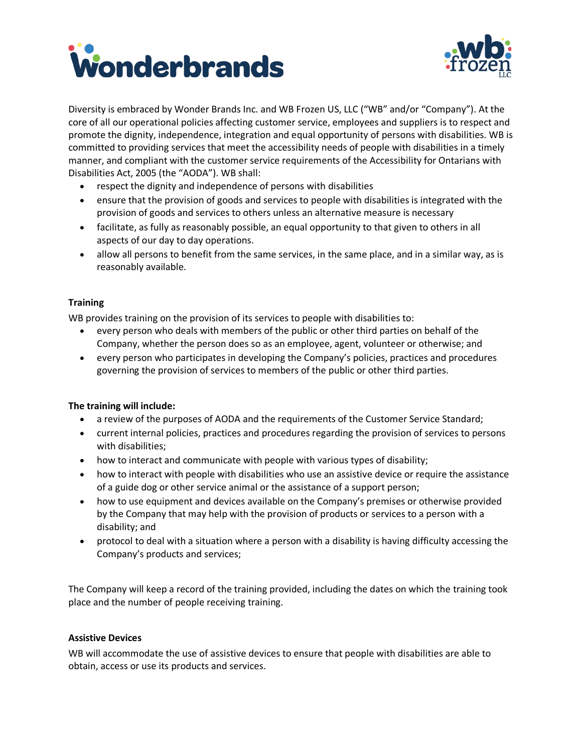Diversity is embraced by Wonder Brands Inc. and WB Frozen US, LLC ("WB" and/or "Company"). At the core of all our operational policies affecting customer service, employees and suppliers is to respect and promote the dignity, independence, integration and equal opportunity of persons with disabilities. WB is committed to providing services that meet the accessibility needs of people with disabilities in a timely manner, and compliant with the customer service requirements of the Accessibility for Ontarians with Disabilities Act, 2005 (the "AODA"). WB shall:

- respect the dignity and independence of persons with disabilities
- ensure that the provision of goods and services to people with disabilities is integrated with the provision of goods and services to others unless an alternative measure is necessary
- facilitate, as fully as reasonably possible, an equal opportunity to that given to others in all aspects of our day to day operations.
- allow all persons to benefit from the same services, in the same place, and in a similar way, as is reasonably available.

**Training**

WB provides training on the provision of its services to people with disabilities to:

- every person who deals with members of the public or other third parties on behalf of the Company, whether the person does so as an employee, agent, volunteer or otherwise; and
- every person who participates in developing the Company's policies, practices and procedures governing the provision of services to members of the public or other third parties.

**The training will include:**

- a review of the purposes of AODA and the requirements of the Customer Service Standard;
- current internal policies, practices and procedures regarding the provision of services to persons with disabilities;
- how to interact and communicate with people with various types of disability;
- how to interact with people with disabilities who use an assistive device or require the assistance of a guide dog or other service animal or the assistance of a support person;
- how to use equipment and devices available on the Company's premises or otherwise provided by the Company that may help with the provision of products or services to a person with a disability; and
- protocol to deal with a situation where a person with a disability is having difficulty accessing the Company's products and services;

The Company will keep a record of the training provided, including the dates on which the training took place and the number of people receiving training.

**Assistive Devices**

WB will accommodate the use of assistive devices to ensure that people with disabilities are able to obtain, access or use its products and services.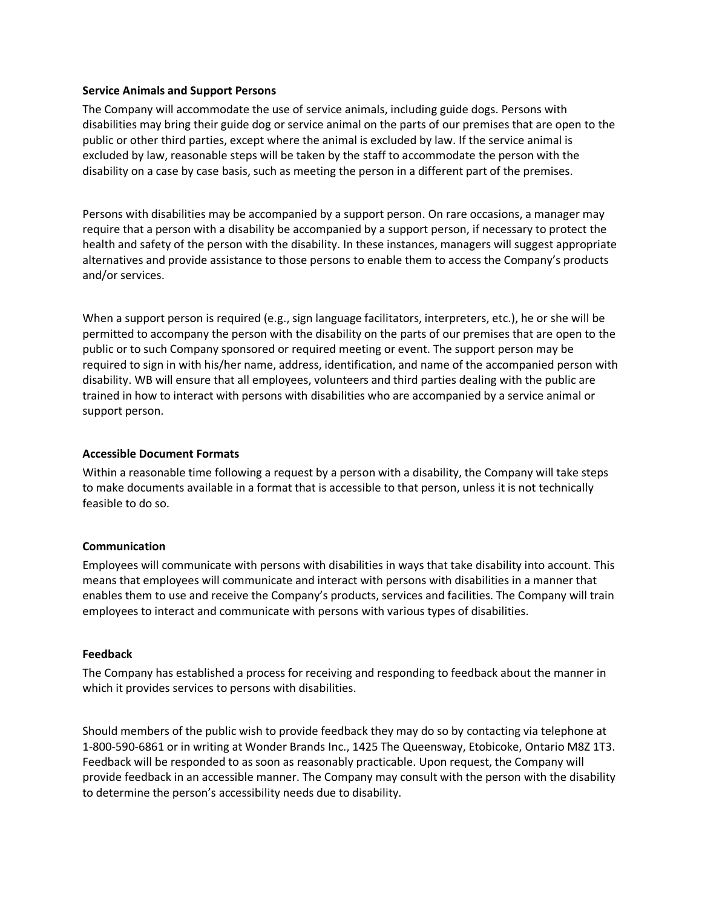**Service Animals and Support Persons**

The Company will accommodate the use of service animals, including guide dogs. Persons with disabilities may bring their guide dog or service animal on the parts of our premises that are open to the public or other third parties, except where the animal is excluded by law. If the service animal is excluded by law, reasonable steps will be taken by the staff to accommodate the person with the disability on a case by case basis, such as meeting the person in a different part of the premises.

Persons with disabilities may be accompanied by a support person. On rare occasions, a manager may require that a person with a disability be accompanied by a support person, if necessary to protect the health and safety of the person with the disability. In these instances, managers will suggest appropriate alternatives and provide assistance to those persons to enable them to access the Company's products and/or services.

When a support person is required (e.g., sign language facilitators, interpreters, etc.), he or she will be permitted to accompany the person with the disability on the parts of our premises that are open to the public or to such Company sponsored or required meeting or event. The support person may be required to sign in with his/her name, address, identification, and name of the accompanied person with disability. WB will ensure that all employees, volunteers and third parties dealing with the public are trained in how to interact with persons with disabilities who are accompanied by a service animal or support person.

**Accessible Document Formats**

Within a reasonable time following a request by a person with a disability, the Company will take steps to make documents available in a format that is accessible to that person, unless it is not technically feasible to do so.

**Communication**

Employees will communicate with persons with disabilities in ways that take disability into account. This means that employees will communicate and interact with persons with disabilities in a manner that enables them to use and receive the Company's products, services and facilities. The Company will train employees to interact and communicate with persons with various types of disabilities.

**Feedback**

The Company has established a process for receiving and responding to feedback about the manner in which it provides services to persons with disabilities.

Should members of the public wish to provide feedback they may do so by contacting via telephone at 1-800-590-6861 or in writing at Wonder Brands Inc., 1425 The Queensway, Etobicoke, Ontario M8Z 1T3. Feedback will be responded to as soon as reasonably practicable. Upon request, the Company will provide feedback in an accessible manner. The Company may consult with the person with the disability to determine the person's accessibility needs due to disability.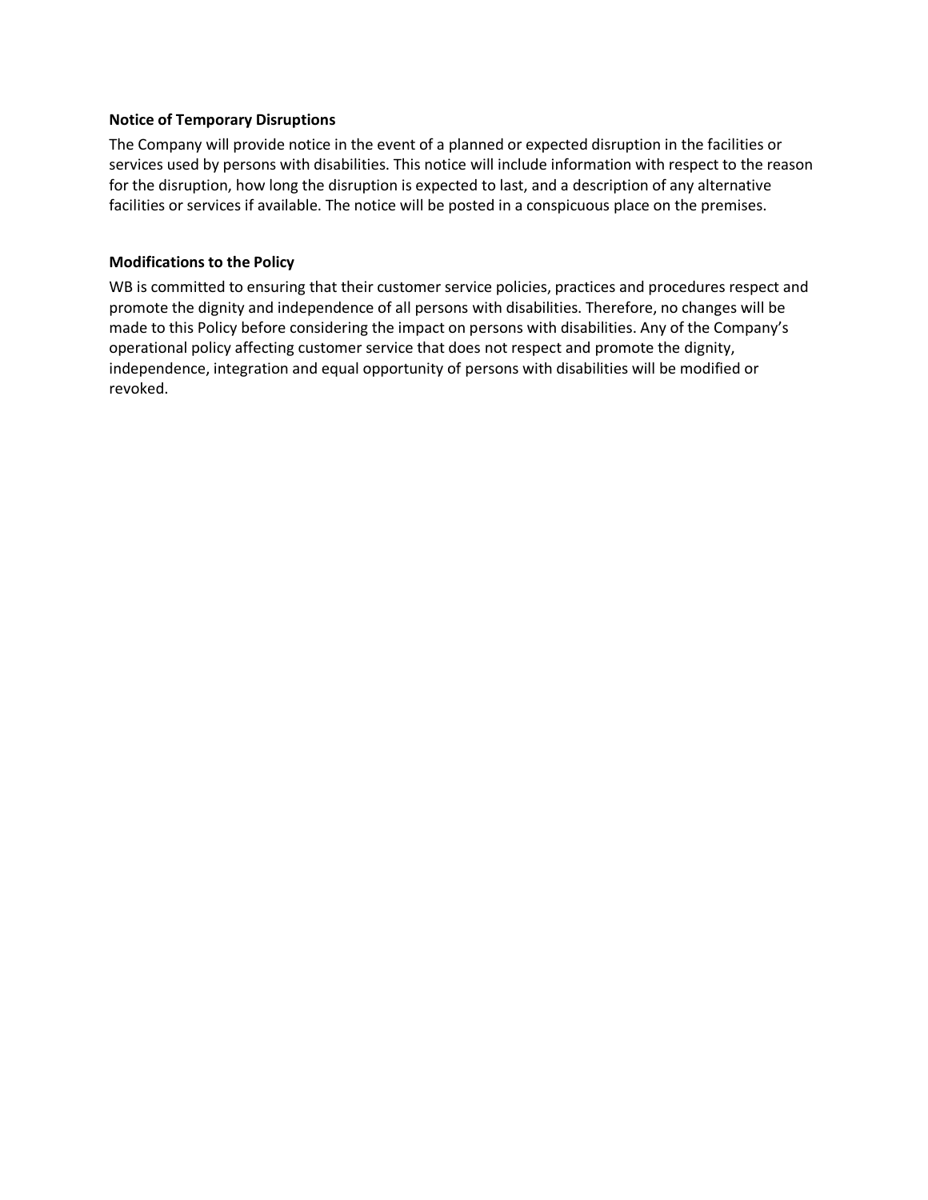**Notice of Temporary Disruptions**

The Company will provide notice in the event of a planned or expected disruption in the facilities or services used by persons with disabilities. This notice will include information with respect to the reason for the disruption, how long the disruption is expected to last, and a description of any alternative facilities or services if available. The notice will be posted in a conspicuous place on the premises.

**Modifications to the Policy**

WB is committed to ensuring that their customer service policies, practices and procedures respect and promote the dignity and independence of all persons with disabilities. Therefore, no changes will be made to this Policy before considering the impact on persons with disabilities. Any of the Company's operational policy affecting customer service that does not respect and promote the dignity, independence, integration and equal opportunity of persons with disabilities will be modified or revoked.